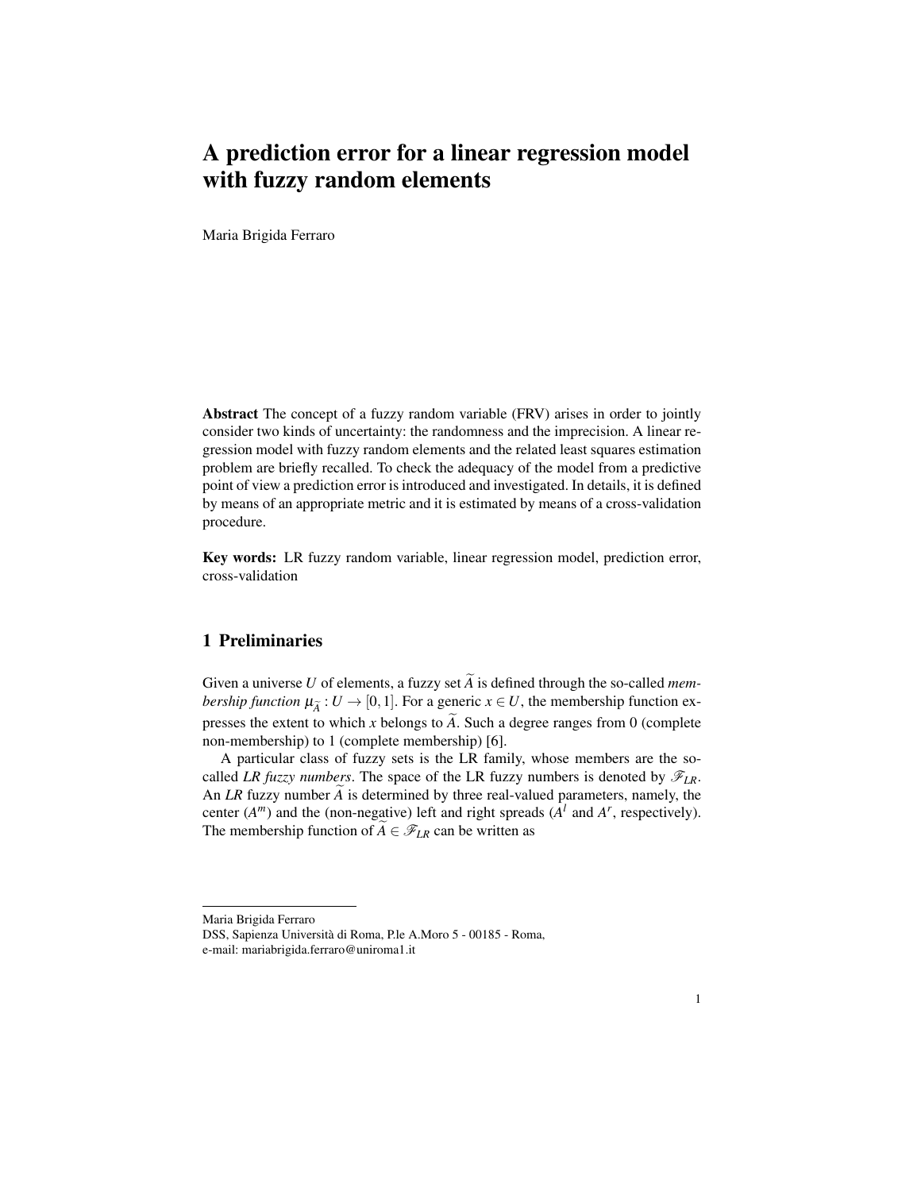# A prediction error for a linear regression model with fuzzy random elements

Maria Brigida Ferraro

**Abstract** The concept of a fuzzy random variable (FRV) arises in order to jointly consider two kinds of uncertainty: the randomness and the imprecision. A linear regression model with fuzzy random elements and the related least squares estimation problem are briefly recalled. To check the adequacy of the model from a predictive point of view a prediction error is introduced and investigated. In details, it is defined by means of an appropriate metric and it is estimated by means of a cross-validation procedure.

**Key words:** LR fuzzy random variable, linear regression model, prediction error, cross-validation

## 1 Preliminaries

Given a universe $U$ of elements, a fuzzy set $\widetilde{A}$ is defined through the so-called *membership function* $\mu_{\widetilde{A}} : U \rightarrow [0,1]$. For a generic $x \in U$, the membership function expresses the extent to which $x$ belongs to $\widetilde{A}$. Such a degree ranges from 0 (complete non-membership) to 1 (complete membership) [6].

A particular class of fuzzy sets is the LR family, whose members are the so-called *LR fuzzy numbers*. The space of the LR fuzzy numbers is denoted by $\mathscr{F}_{LR}$. An *LR* fuzzy number $\widetilde{A}$ is determined by three real-valued parameters, namely, the center ($A^m$) and the (non-negative) left and right spreads ($A^l$ and $A^r$, respectively). The membership function of $\widetilde{A} \in \mathscr{F}_{LR}$ can be written as

Maria Brigida Ferraro
DSS, Sapienza Università di Roma, P.le A.Moro 5 - 00185 - Roma,
e-mail: mariabrigida.ferraro@uniroma1.it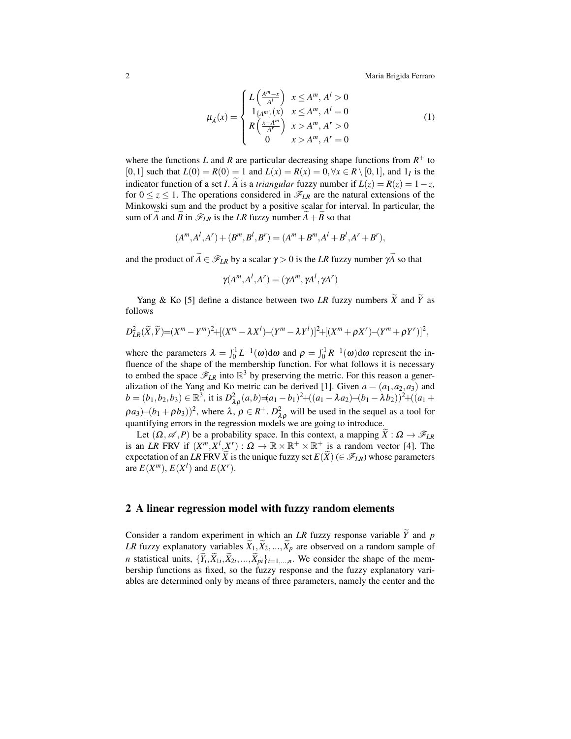$$
\mu_{\widetilde{A}}(x) = \begin{cases} L\left(\frac{A^m - x}{A^l}\right) & x \leq A^m,\, A^l > 0 \\ 1_{\{A^m\}}(x) & x \leq A^m,\, A^l = 0 \\ R\left(\frac{x - A^m}{A^r}\right) & x > A^m,\, A^r > 0 \\ 0 & x > A^m,\, A^r = 0 \end{cases} \tag{1}
$$

where the functions $L$ and $R$ are particular decreasing shape functions from $R^+$ to $[0,1]$ such that $L(0) = R(0) = 1$ and $L(x) = R(x) = 0, \forall x \in R \setminus [0,1]$, and $1_I$ is the indicator function of a set $I$. $\widetilde{A}$ is a *triangular* fuzzy number if $L(z) = R(z) = 1 - z$, for $0 \leq z \leq 1$. The operations considered in $\mathscr{F}_{LR}$ are the natural extensions of the Minkowski sum and the product by a positive scalar for interval. In particular, the sum of $\widetilde{A}$ and $\widetilde{B}$ in $\mathscr{F}_{LR}$ is the *LR* fuzzy number $\widetilde{A} + \widetilde{B}$ so that

$$
(A^m, A^l, A^r) + (B^m, B^l, B^r) = (A^m + B^m, A^l + B^l, A^r + B^r),
$$

and the product of $\widetilde{A} \in \mathscr{F}_{LR}$ by a scalar $\gamma > 0$ is the *LR* fuzzy number $\gamma\widetilde{A}$ so that

$$
\gamma(A^m, A^l, A^r) = (\gamma A^m, \gamma A^l, \gamma A^r)
$$

Yang & Ko [5] define a distance between two *LR* fuzzy numbers $\widetilde{X}$ and $\widetilde{Y}$ as follows

$$
D^2_{LR}(\widetilde{X}, \widetilde{Y}) = (X^m - Y^m)^2 + [(X^m - \lambda X^l) - (Y^m - \lambda Y^l)]^2 + [(X^m + \rho X^r) - (Y^m + \rho Y^r)]^2,
$$

where the parameters $\lambda = \int_0^1 L^{-1}(\omega)\mathrm{d}\omega$ and $\rho = \int_0^1 R^{-1}(\omega)\mathrm{d}\omega$ represent the influence of the shape of the membership function. For what follows it is necessary to embed the space $\mathscr{F}_{LR}$ into $\mathbb{R}^3$ by preserving the metric. For this reason a generalization of the Yang and Ko metric can be derived [1]. Given $a = (a_1, a_2, a_3)$ and $b = (b_1, b_2, b_3) \in \mathbb{R}^3$, it is $D^2_{\lambda\rho}(a,b) = (a_1 - b_1)^2 + ((a_1 - \lambda a_2) - (b_1 - \lambda b_2))^2 + ((a_1 + \rho a_3) - (b_1 + \rho b_3))^2$, where $\lambda, \rho \in R^+$. $D^2_{\lambda\rho}$ will be used in the sequel as a tool for quantifying errors in the regression models we are going to introduce.

Let $(\Omega, \mathscr{A}, P)$ be a probability space. In this context, a mapping $\widetilde{X} : \Omega \rightarrow \mathscr{F}_{LR}$ is an *LR* FRV if $(X^m, X^l, X^r) : \Omega \rightarrow \mathbb{R} \times \mathbb{R}^+ \times \mathbb{R}^+$ is a random vector [4]. The expectation of an *LR* FRV $\widetilde{X}$ is the unique fuzzy set $E(\widetilde{X})$ ($\in \mathscr{F}_{LR}$) whose parameters are $E(X^m)$, $E(X^l)$ and $E(X^r)$.

## 2 A linear regression model with fuzzy random elements

Consider a random experiment in which an *LR* fuzzy response variable $\widetilde{Y}$ and $p$ *LR* fuzzy explanatory variables $\widetilde{X}_1, \widetilde{X}_2, ..., \widetilde{X}_p$ are observed on a random sample of $n$ statistical units, $\{\widetilde{Y}_i, \widetilde{X}_{1i}, \widetilde{X}_{2i}, ..., \widetilde{X}_{pi}\}_{i=1,...,n}$. We consider the shape of the membership functions as fixed, so the fuzzy response and the fuzzy explanatory variables are determined only by means of three parameters, namely the center and the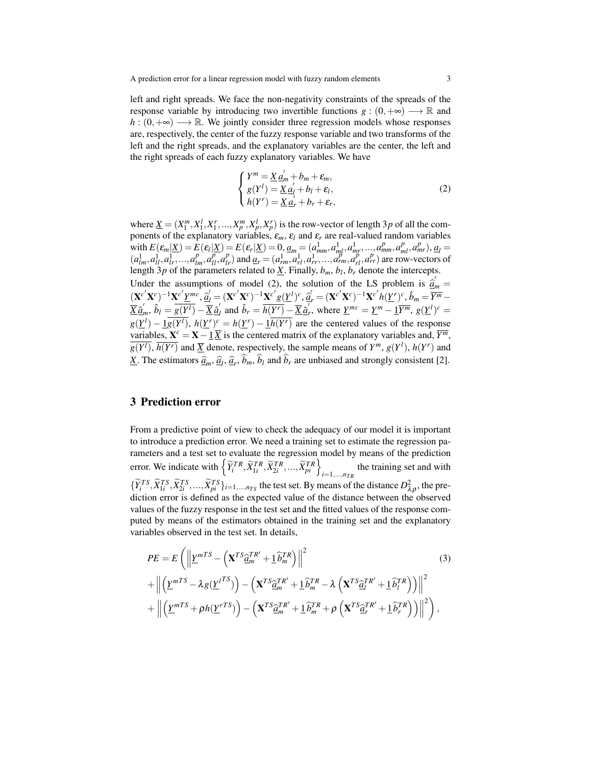left and right spreads. We face the non-negativity constraints of the spreads of the response variable by introducing two invertible functions $g : (0,+\infty) \longrightarrow \mathbb{R}$ and $h : (0,+\infty) \longrightarrow \mathbb{R}$. We jointly consider three regression models whose responses are, respectively, the center of the fuzzy response variable and two transforms of the left and the right spreads, and the explanatory variables are the center, the left and the right spreads of each fuzzy explanatory variables. We have

$$
\begin{cases}
Y^m = \underline{X}\,\underline{a}_m^{'} + b_m + \varepsilon_m, \\
g(Y^l) = \underline{X}\,\underline{a}_l^{'} + b_l + \varepsilon_l, \\
h(Y^r) = \underline{X}\,\underline{a}_r^{'} + b_r + \varepsilon_r,
\end{cases}
\tag{2}
$$

where $\underline{X} = (X_1^m, X_1^l, X_1^r, ..., X_p^m, X_p^l, X_p^r)$ is the row-vector of length $3p$ of all the components of the explanatory variables, $\varepsilon_m$, $\varepsilon_l$ and $\varepsilon_r$ are real-valued random variables with $E(\varepsilon_m|\underline{X}) = E(\varepsilon_l|\underline{X}) = E(\varepsilon_r|\underline{X}) = 0$, $\underline{a}_m = (a_{mm}^1, a_{ml}^1, a_{mr}^1, ..., a_{mm}^p, a_{ml}^p, a_{mr}^p)$, $\underline{a}_l = (a_{lm}^1, a_{ll}^1, a_{lr}^1, ..., a_{lm}^p, a_{ll}^p, a_{lr}^p)$ and $\underline{a}_r = (a_{rm}^1, a_{rl}^1, a_{rr}^1, ..., a_{rm}^p, a_{rl}^p, a_{rr}^p)$ are row-vectors of length $3p$ of the parameters related to $\underline{X}$. Finally, $b_m$, $b_l$, $b_r$ denote the intercepts.

Under the assumptions of model (2), the solution of the LS problem is $\underline{\widehat{a}}_m^{'} = (\mathbf{X}^{c'}\mathbf{X}^c)^{-1}\mathbf{X}^{c'}\underline{Y}^{mc}$, $\underline{\widehat{a}}_l^{'} = (\mathbf{X}^{c'}\mathbf{X}^c)^{-1}\mathbf{X}^{c'}g(\underline{Y}^l)^c$, $\underline{\widehat{a}}_r^{'} = (\mathbf{X}^{c'}\mathbf{X}^c)^{-1}\mathbf{X}^{c'}h(\underline{Y}^r)^c$, $\hat{b}_m = \overline{Y^m} - \overline{\underline{X}}\,\underline{\hat{a}}_m^{'}$, $\hat{b}_l = \overline{g(Y^l)} - \overline{\underline{X}}\,\underline{\hat{a}}_l^{'}$ and $\hat{b}_r = \overline{h(Y^r)} - \overline{\underline{X}}\,\underline{\hat{a}}_r^{'}$, where $\underline{Y}^{mc} = \underline{Y}^m - \underline{1}\overline{Y^m}$, $g(\underline{Y}^l)^c = g(\underline{Y}^l) - \underline{1}\overline{g(Y^l)}$, $h(\underline{Y}^r)^c = h(\underline{Y}^r) - \underline{1}\overline{h(Y^r)}$ are the centered values of the response variables, $\mathbf{X}^c = \mathbf{X} - \underline{1}\,\overline{\underline{X}}$ is the centered matrix of the explanatory variables and, $\overline{Y^m}$, $\overline{g(Y^l)}$, $\overline{h(Y^r)}$ and $\overline{\underline{X}}$ denote, respectively, the sample means of $Y^m$, $g(Y^l)$, $h(Y^r)$ and $\underline{X}$. The estimators $\underline{\widehat{a}}_m$, $\underline{\widehat{a}}_l$, $\underline{\widehat{a}}_r$, $\widehat{b}_m$, $\widehat{b}_l$ and $\widehat{b}_r$ are unbiased and strongly consistent [2].

## 3 Prediction error

From a predictive point of view to check the adequacy of our model it is important to introduce a prediction error. We need a training set to estimate the regression parameters and a test set to evaluate the regression model by means of the prediction error. We indicate with $\left\{\widetilde{Y}_i^{TR}, \widetilde{X}_{1i}^{TR}, \widetilde{X}_{2i}^{TR}, ..., \widetilde{X}_{pi}^{TR}\right\}_{i=1,...,n_{TR}}$ the training set and with $\{\widetilde{Y}_i^{TS}, \widetilde{X}_{1i}^{TS}, \widetilde{X}_{2i}^{TS}, ..., \widetilde{X}_{pi}^{TS}\}_{i=1,...,n_{TS}}$ the test set. By means of the distance $D_{\lambda\rho}^2$, the prediction error is defined as the expected value of the distance between the observed values of the fuzzy response in the test set and the fitted values of the response computed by means of the estimators obtained in the training set and the explanatory variables observed in the test set. In details,

$$
\begin{aligned}
PE = E\Bigg( & \left\| \underline{Y}^{mTS} - \left( \mathbf{X}^{TS}\underline{\widehat{a}}_m^{TR'} + \underline{1}\,\widehat{b}_m^{TR} \right) \right\|^2 \\
& + \left\| \left( \underline{Y}^{mTS} - \lambda g(\underline{Y}^{lTS}) \right) - \left( \mathbf{X}^{TS}\underline{\widehat{a}}_m^{TR'} + \underline{1}\,\widehat{b}_m^{TR} - \lambda \left( \mathbf{X}^{TS}\underline{\widehat{a}}_l^{TR'} + \underline{1}\,\widehat{b}_l^{TR} \right) \right) \right\|^2 \\
& + \left\| \left( \underline{Y}^{mTS} + \rho h(\underline{Y}^{rTS}) \right) - \left( \mathbf{X}^{TS}\underline{\widehat{a}}_m^{TR'} + \underline{1}\,\widehat{b}_m^{TR} + \rho \left( \mathbf{X}^{TS}\underline{\widehat{a}}_r^{TR'} + \underline{1}\,\widehat{b}_r^{TR} \right) \right) \right\|^2 \Bigg),
\end{aligned}
\tag{3}
$$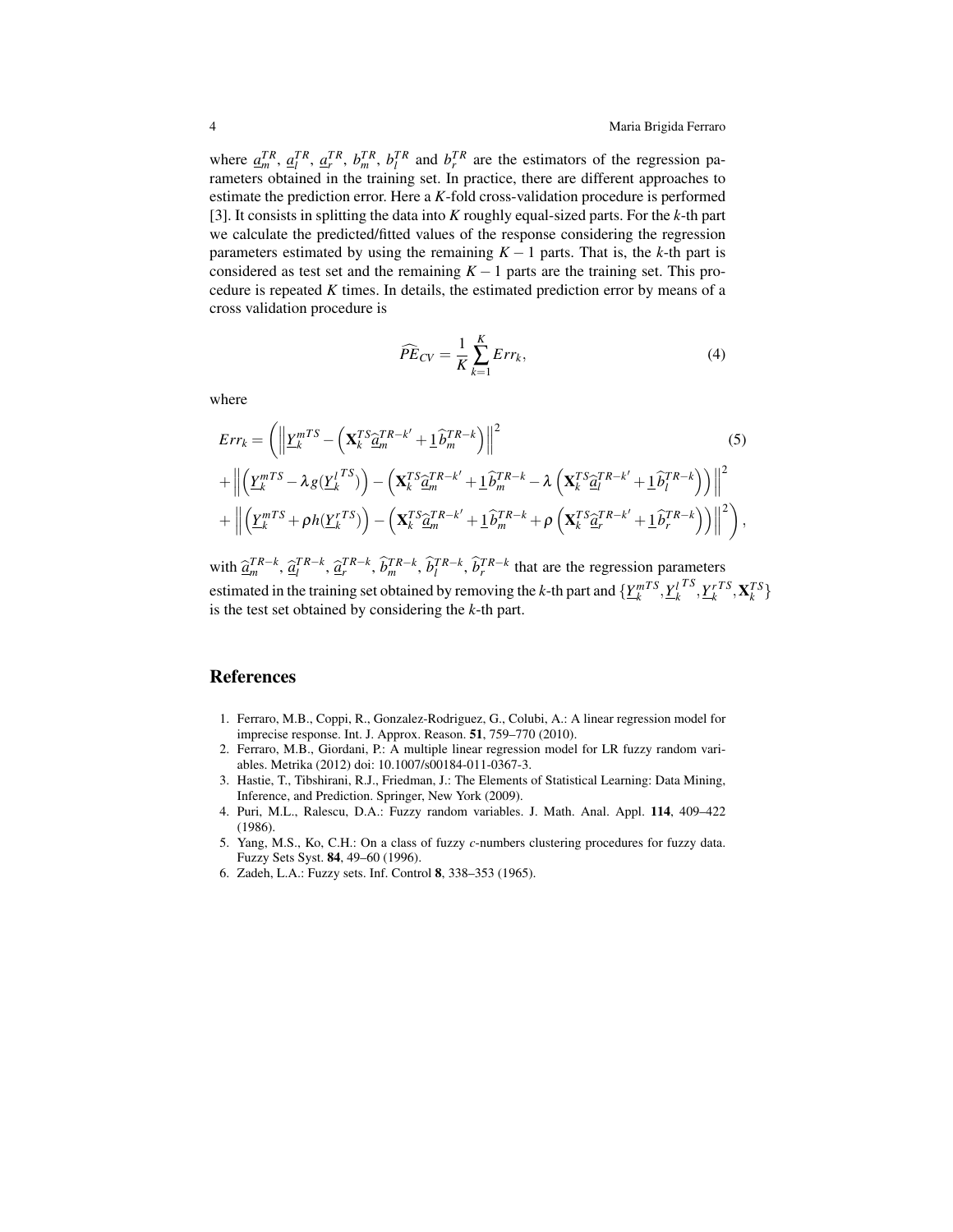where $\underline{a}_m^{TR}$, $\underline{a}_l^{TR}$, $\underline{a}_r^{TR}$, $b_m^{TR}$, $b_l^{TR}$ and $b_r^{TR}$ are the estimators of the regression parameters obtained in the training set. In practice, there are different approaches to estimate the prediction error. Here a $K$-fold cross-validation procedure is performed [3]. It consists in splitting the data into $K$ roughly equal-sized parts. For the $k$-th part we calculate the predicted/fitted values of the response considering the regression parameters estimated by using the remaining $K-1$ parts. That is, the $k$-th part is considered as test set and the remaining $K-1$ parts are the training set. This procedure is repeated $K$ times. In details, the estimated prediction error by means of a cross validation procedure is

$$\widehat{PE}_{CV} = \frac{1}{K}\sum_{k=1}^{K} Err_k, \tag{4}$$

where

$$\begin{aligned}
Err_k = \Bigg( & \left\| \underline{Y}_k^{mTS} - \left( \mathbf{X}_k^{TS} \underline{\widehat{a}}_m^{TR-k'} + \underline{1}\,\widehat{b}_m^{TR-k} \right) \right\|^2 \\
& + \left\| \left( \underline{Y}_k^{mTS} - \lambda g(\underline{Y}_k^{l\,TS}) \right) - \left( \mathbf{X}_k^{TS} \underline{\widehat{a}}_m^{TR-k'} + \underline{1}\,\widehat{b}_m^{TR-k} - \lambda \left( \mathbf{X}_k^{TS} \underline{\widehat{a}}_l^{TR-k'} + \underline{1}\,\widehat{b}_l^{TR-k} \right) \right) \right\|^2 \\
& + \left\| \left( \underline{Y}_k^{mTS} + \rho h(\underline{Y}_k^{rTS}) \right) - \left( \mathbf{X}_k^{TS} \underline{\widehat{a}}_m^{TR-k'} + \underline{1}\,\widehat{b}_m^{TR-k} + \rho \left( \mathbf{X}_k^{TS} \underline{\widehat{a}}_r^{TR-k'} + \underline{1}\,\widehat{b}_r^{TR-k} \right) \right) \right\|^2 \Bigg),
\end{aligned} \tag{5}$$

with $\underline{\widehat{a}}_m^{TR-k}$, $\underline{\widehat{a}}_l^{TR-k}$, $\underline{\widehat{a}}_r^{TR-k}$, $\widehat{b}_m^{TR-k}$, $\widehat{b}_l^{TR-k}$, $\widehat{b}_r^{TR-k}$ that are the regression parameters estimated in the training set obtained by removing the $k$-th part and $\{\underline{Y}_k^{mTS}, \underline{Y}_k^{l\,TS}, \underline{Y}_k^{rTS}, \mathbf{X}_k^{TS}\}$ is the test set obtained by considering the $k$-th part.

## References

1. Ferraro, M.B., Coppi, R., Gonzalez-Rodriguez, G., Colubi, A.: A linear regression model for imprecise response. Int. J. Approx. Reason. **51**, 759–770 (2010).
2. Ferraro, M.B., Giordani, P.: A multiple linear regression model for LR fuzzy random variables. Metrika (2012) doi: 10.1007/s00184-011-0367-3.
3. Hastie, T., Tibshirani, R.J., Friedman, J.: The Elements of Statistical Learning: Data Mining, Inference, and Prediction. Springer, New York (2009).
4. Puri, M.L., Ralescu, D.A.: Fuzzy random variables. J. Math. Anal. Appl. **114**, 409–422 (1986).
5. Yang, M.S., Ko, C.H.: On a class of fuzzy $c$-numbers clustering procedures for fuzzy data. Fuzzy Sets Syst. **84**, 49–60 (1996).
6. Zadeh, L.A.: Fuzzy sets. Inf. Control **8**, 338–353 (1965).